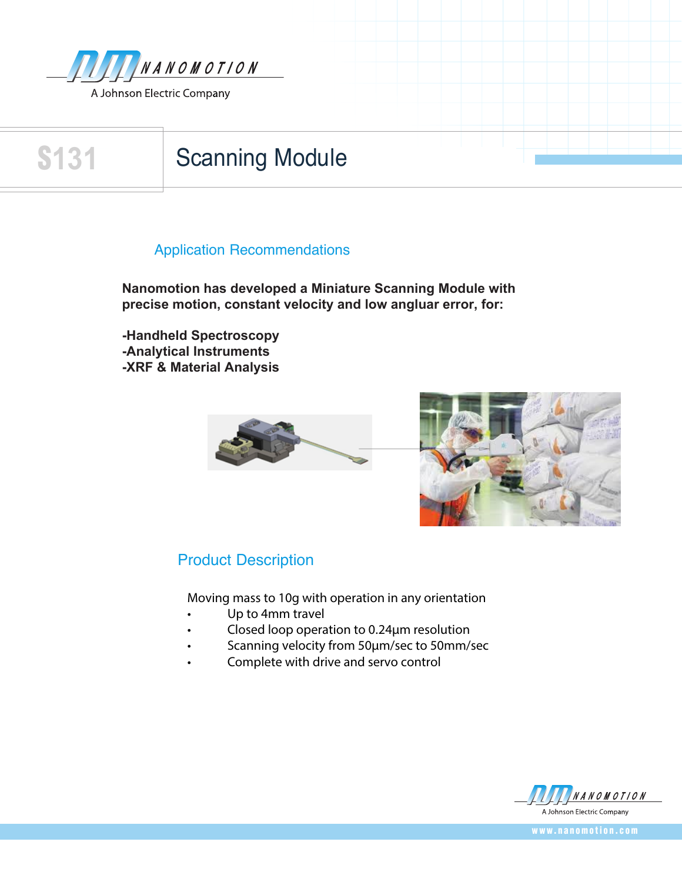NANOMOTION
A Johnson Electric Company

# S131 Scanning Module

## Application Recommendations

**Nanomotion has developed a Miniature Scanning Module with precise motion, constant velocity and low angluar error, for:**

**-Handheld Spectroscopy**
**-Analytical Instruments**
**-XRF & Material Analysis**

## Product Description

Moving mass to 10g with operation in any orientation

- Up to 4mm travel
- Closed loop operation to 0.24µm resolution
- Scanning velocity from 50µm/sec to 50mm/sec
- Complete with drive and servo control

NANOMOTION
A Johnson Electric Company

www.nanomotion.com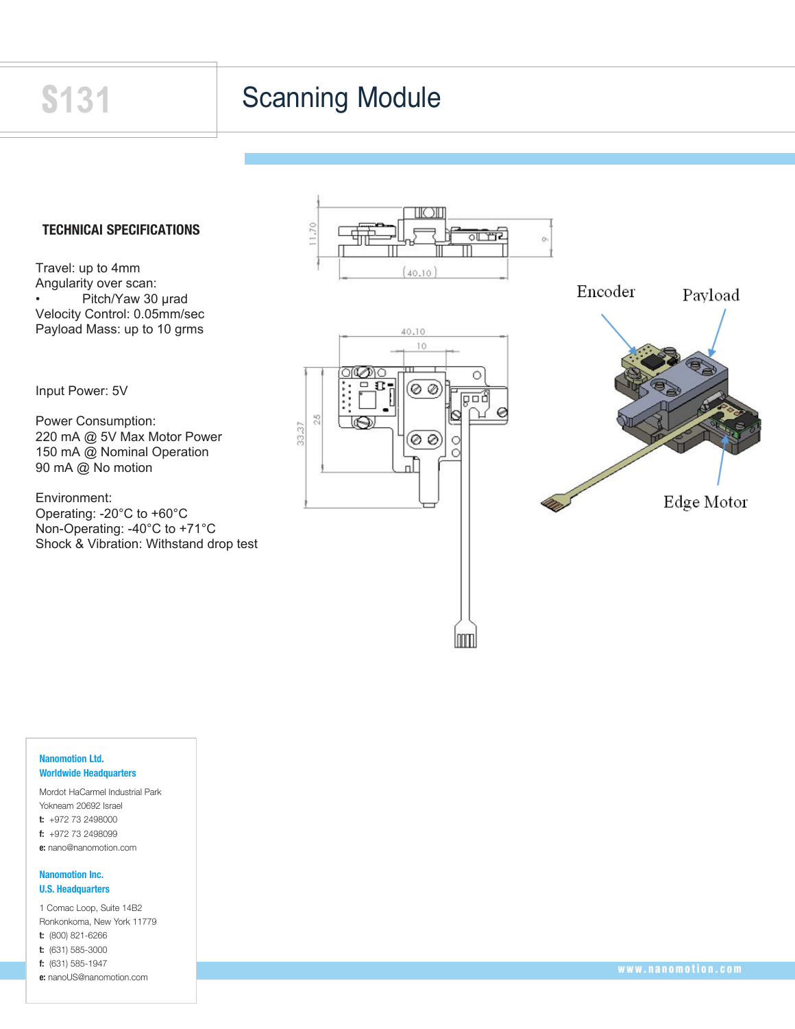# S131

## Scanning Module

### TECHNICAI SPECIFICATIONS

Travel: up to 4mm
Angularity over scan:
- Pitch/Yaw 30 µrad

Velocity Control: 0.05mm/sec
Payload Mass: up to 10 grms

Input Power: 5V

Power Consumption:
220 mA @ 5V Max Motor Power
150 mA @ Nominal Operation
90 mA @ No motion

Environment:
Operating: -20°C to +60°C
Non-Operating: -40°C to +71°C
Shock & Vibration: Withstand drop test

11.70
(40.10)
9
40.10
10
33.37
25

Encoder
Payload
Edge Motor

**Nanomotion Ltd.**
**Worldwide Headquarters**

Mordot HaCarmel Industrial Park
Yokneam 20692 Israel
**t:** +972 73 2498000
**f:** +972 73 2498099
**e:** nano@nanomotion.com

**Nanomotion Inc.**
**U.S. Headquarters**

1 Comac Loop, Suite 14B2
Ronkonkoma, New York 11779
**t:** (800) 821-6266
**t:** (631) 585-3000
**f:** (631) 585-1947
**e:** nanoUS@nanomotion.com

www.nanomotion.com